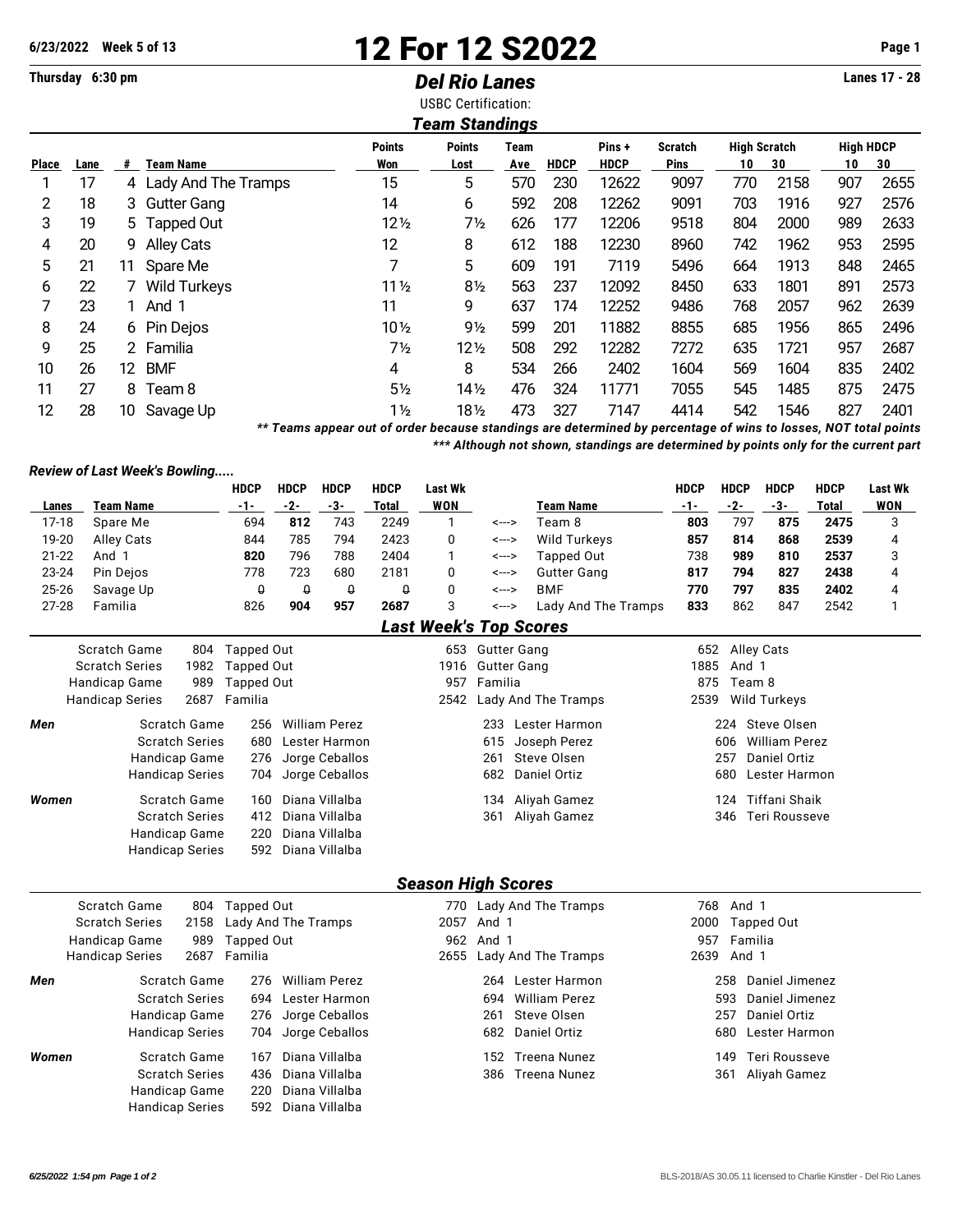6/23/2022 Week 5 of 13

# 12 For 12 S2022

Thursday 6:30 pm

## Del Rio Lanes

Lanes 17 - 28

USBC Certification:

### Team Standings

| Place | Lane | # | Team Name | Points Won | Points Lost | Team Ave | HDCP | Pins + HDCP | Scratch Pins | High Scratch 10 | High Scratch 30 | High HDCP 10 | High HDCP 30 |
|---|---|---|---|---|---|---|---|---|---|---|---|---|---|
| 1 | 17 | 4 | Lady And The Tramps | 15 | 5 | 570 | 230 | 12622 | 9097 | 770 | 2158 | 907 | 2655 |
| 2 | 18 | 3 | Gutter Gang | 14 | 6 | 592 | 208 | 12262 | 9091 | 703 | 1916 | 927 | 2576 |
| 3 | 19 | 5 | Tapped Out | 12½ | 7½ | 626 | 177 | 12206 | 9518 | 804 | 2000 | 989 | 2633 |
| 4 | 20 | 9 | Alley Cats | 12 | 8 | 612 | 188 | 12230 | 8960 | 742 | 1962 | 953 | 2595 |
| 5 | 21 | 11 | Spare Me | 7 | 5 | 609 | 191 | 7119 | 5496 | 664 | 1913 | 848 | 2465 |
| 6 | 22 | 7 | Wild Turkeys | 11½ | 8½ | 563 | 237 | 12092 | 8450 | 633 | 1801 | 891 | 2573 |
| 7 | 23 | 1 | And 1 | 11 | 9 | 637 | 174 | 12252 | 9486 | 768 | 2057 | 962 | 2639 |
| 8 | 24 | 6 | Pin Dejos | 10½ | 9½ | 599 | 201 | 11882 | 8855 | 685 | 1956 | 865 | 2496 |
| 9 | 25 | 2 | Familia | 7½ | 12½ | 508 | 292 | 12282 | 7272 | 635 | 1721 | 957 | 2687 |
| 10 | 26 | 12 | BMF | 4 | 8 | 534 | 266 | 2402 | 1604 | 569 | 1604 | 835 | 2402 |
| 11 | 27 | 8 | Team 8 | 5½ | 14½ | 476 | 324 | 11771 | 7055 | 545 | 1485 | 875 | 2475 |
| 12 | 28 | 10 | Savage Up | 1½ | 18½ | 473 | 327 | 7147 | 4414 | 542 | 1546 | 827 | 2401 |

*** Teams appear out of order because standings are determined by percentage of wins to losses, NOT total points***

****** Although not shown, standings are determined by points only for the current part***

***Review of Last Week's Bowling.....***

| Lanes | Team Name | HDCP -1- | HDCP -2- | HDCP -3- | HDCP Total | Last Wk WON | | Team Name | HDCP -1- | HDCP -2- | HDCP -3- | HDCP Total | Last Wk WON |
|---|---|---|---|---|---|---|---|---|---|---|---|---|---|
| 17-18 | Spare Me | 694 | **812** | 743 | 2249 | 1 | <---> | Team 8 | **803** | 797 | **875** | **2475** | 3 |
| 19-20 | Alley Cats | 844 | 785 | 794 | 2423 | 0 | <---> | Wild Turkeys | **857** | **814** | **868** | **2539** | 4 |
| 21-22 | And 1 | **820** | 796 | 788 | 2404 | 1 | <---> | Tapped Out | 738 | **989** | **810** | **2537** | 3 |
| 23-24 | Pin Dejos | 778 | 723 | 680 | 2181 | 0 | <---> | Gutter Gang | **817** | **794** | **827** | **2438** | 4 |
| 25-26 | Savage Up | 0 | 0 | 0 | 0 | 0 | <---> | BMF | **770** | **797** | **835** | **2402** | 4 |
| 27-28 | Familia | 826 | **904** | **957** | **2687** | 3 | <---> | Lady And The Tramps | **833** | 862 | 847 | 2542 | 1 |

### Last Week's Top Scores

| | | | | | | | |
|---|---|---|---|---|---|---|---|
| | Scratch Game | 804 | Tapped Out | 653 | Gutter Gang | 652 | Alley Cats |
| | Scratch Series | 1982 | Tapped Out | 1916 | Gutter Gang | 1885 | And 1 |
| | Handicap Game | 989 | Tapped Out | 957 | Familia | 875 | Team 8 |
| | Handicap Series | 2687 | Familia | 2542 | Lady And The Tramps | 2539 | Wild Turkeys |
| **Men** | Scratch Game | 256 | William Perez | 233 | Lester Harmon | 224 | Steve Olsen |
| | Scratch Series | 680 | Lester Harmon | 615 | Joseph Perez | 606 | William Perez |
| | Handicap Game | 276 | Jorge Ceballos | 261 | Steve Olsen | 257 | Daniel Ortiz |
| | Handicap Series | 704 | Jorge Ceballos | 682 | Daniel Ortiz | 680 | Lester Harmon |
| **Women** | Scratch Game | 160 | Diana Villalba | 134 | Aliyah Gamez | 124 | Tiffani Shaik |
| | Scratch Series | 412 | Diana Villalba | 361 | Aliyah Gamez | 346 | Teri Rousseve |
| | Handicap Game | 220 | Diana Villalba | | | | |
| | Handicap Series | 592 | Diana Villalba | | | | |

### Season High Scores

| | | | | | | | |
|---|---|---|---|---|---|---|---|
| | Scratch Game | 804 | Tapped Out | 770 | Lady And The Tramps | 768 | And 1 |
| | Scratch Series | 2158 | Lady And The Tramps | 2057 | And 1 | 2000 | Tapped Out |
| | Handicap Game | 989 | Tapped Out | 962 | And 1 | 957 | Familia |
| | Handicap Series | 2687 | Familia | 2655 | Lady And The Tramps | 2639 | And 1 |
| **Men** | Scratch Game | 276 | William Perez | 264 | Lester Harmon | 258 | Daniel Jimenez |
| | Scratch Series | 694 | Lester Harmon | 694 | William Perez | 593 | Daniel Jimenez |
| | Handicap Game | 276 | Jorge Ceballos | 261 | Steve Olsen | 257 | Daniel Ortiz |
| | Handicap Series | 704 | Jorge Ceballos | 682 | Daniel Ortiz | 680 | Lester Harmon |
| **Women** | Scratch Game | 167 | Diana Villalba | 152 | Treena Nunez | 149 | Teri Rousseve |
| | Scratch Series | 436 | Diana Villalba | 386 | Treena Nunez | 361 | Aliyah Gamez |
| | Handicap Game | 220 | Diana Villalba | | | | |
| | Handicap Series | 592 | Diana Villalba | | | | |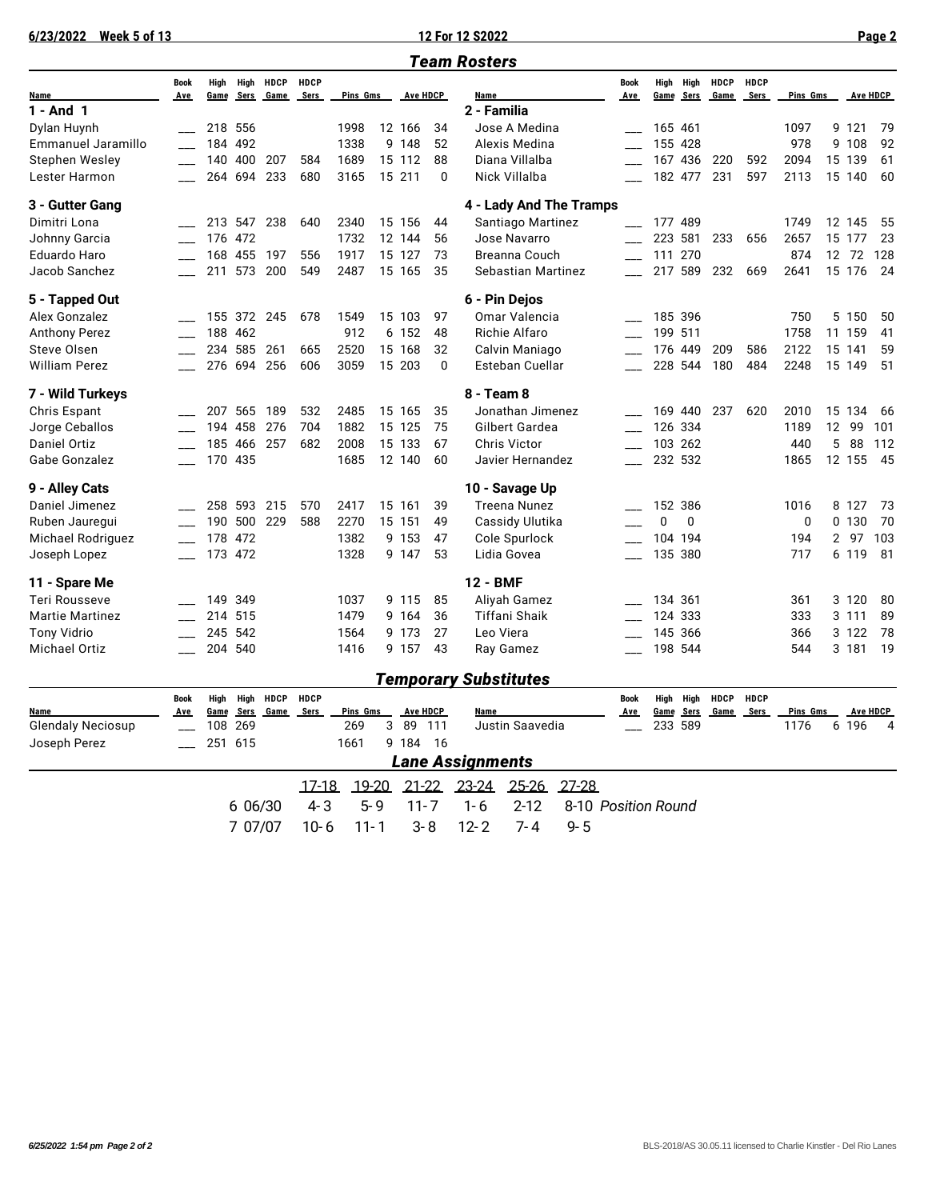## Team Rosters

| Name | Book Ave | High Game | High Sers | HDCP Game | HDCP Sers | Pins | Gms | Ave | HDCP |
|---|---|---|---|---|---|---|---|---|---|
| **1 - And 1** | | | | | | | | | |
| Dylan Huynh | ___ | 218 | 556 | | | 1998 | 12 | 166 | 34 |
| Emmanuel Jaramillo | ___ | 184 | 492 | | | 1338 | 9 | 148 | 52 |
| Stephen Wesley | ___ | 140 | 400 | 207 | 584 | 1689 | 15 | 112 | 88 |
| Lester Harmon | ___ | 264 | 694 | 233 | 680 | 3165 | 15 | 211 | 0 |
| **2 - Familia** | | | | | | | | | |
| Jose A Medina | ___ | 165 | 461 | | | 1097 | 9 | 121 | 79 |
| Alexis Medina | ___ | 155 | 428 | | | 978 | 9 | 108 | 92 |
| Diana Villalba | ___ | 167 | 436 | 220 | 592 | 2094 | 15 | 139 | 61 |
| Nick Villalba | ___ | 182 | 477 | 231 | 597 | 2113 | 15 | 140 | 60 |
| **3 - Gutter Gang** | | | | | | | | | |
| Dimitri Lona | ___ | 213 | 547 | 238 | 640 | 2340 | 15 | 156 | 44 |
| Johnny Garcia | ___ | 176 | 472 | | | 1732 | 12 | 144 | 56 |
| Eduardo Haro | ___ | 168 | 455 | 197 | 556 | 1917 | 15 | 127 | 73 |
| Jacob Sanchez | ___ | 211 | 573 | 200 | 549 | 2487 | 15 | 165 | 35 |
| **4 - Lady And The Tramps** | | | | | | | | | |
| Santiago Martinez | ___ | 177 | 489 | | | 1749 | 12 | 145 | 55 |
| Jose Navarro | ___ | 223 | 581 | 233 | 656 | 2657 | 15 | 177 | 23 |
| Breanna Couch | ___ | 111 | 270 | | | 874 | 12 | 72 | 128 |
| Sebastian Martinez | ___ | 217 | 589 | 232 | 669 | 2641 | 15 | 176 | 24 |
| **5 - Tapped Out** | | | | | | | | | |
| Alex Gonzalez | ___ | 155 | 372 | 245 | 678 | 1549 | 15 | 103 | 97 |
| Anthony Perez | ___ | 188 | 462 | | | 912 | 6 | 152 | 48 |
| Steve Olsen | ___ | 234 | 585 | 261 | 665 | 2520 | 15 | 168 | 32 |
| William Perez | ___ | 276 | 694 | 256 | 606 | 3059 | 15 | 203 | 0 |
| **6 - Pin Dejos** | | | | | | | | | |
| Omar Valencia | ___ | 185 | 396 | | | 750 | 5 | 150 | 50 |
| Richie Alfaro | ___ | 199 | 511 | | | 1758 | 11 | 159 | 41 |
| Calvin Maniago | ___ | 176 | 449 | 209 | 586 | 2122 | 15 | 141 | 59 |
| Esteban Cuellar | ___ | 228 | 544 | 180 | 484 | 2248 | 15 | 149 | 51 |
| **7 - Wild Turkeys** | | | | | | | | | |
| Chris Espant | ___ | 207 | 565 | 189 | 532 | 2485 | 15 | 165 | 35 |
| Jorge Ceballos | ___ | 194 | 458 | 276 | 704 | 1882 | 15 | 125 | 75 |
| Daniel Ortiz | ___ | 185 | 466 | 257 | 682 | 2008 | 15 | 133 | 67 |
| Gabe Gonzalez | ___ | 170 | 435 | | | 1685 | 12 | 140 | 60 |
| **8 - Team 8** | | | | | | | | | |
| Jonathan Jimenez | ___ | 169 | 440 | 237 | 620 | 2010 | 15 | 134 | 66 |
| Gilbert Gardea | ___ | 126 | 334 | | | 1189 | 12 | 99 | 101 |
| Chris Victor | ___ | 103 | 262 | | | 440 | 5 | 88 | 112 |
| Javier Hernandez | ___ | 232 | 532 | | | 1865 | 12 | 155 | 45 |
| **9 - Alley Cats** | | | | | | | | | |
| Daniel Jimenez | ___ | 258 | 593 | 215 | 570 | 2417 | 15 | 161 | 39 |
| Ruben Jauregui | ___ | 190 | 500 | 229 | 588 | 2270 | 15 | 151 | 49 |
| Michael Rodriguez | ___ | 178 | 472 | | | 1382 | 9 | 153 | 47 |
| Joseph Lopez | ___ | 173 | 472 | | | 1328 | 9 | 147 | 53 |
| **10 - Savage Up** | | | | | | | | | |
| Treena Nunez | ___ | 152 | 386 | | | 1016 | 8 | 127 | 73 |
| Cassidy Ulutika | ___ | 0 | 0 | | | 0 | 0 | 130 | 70 |
| Cole Spurlock | ___ | 104 | 194 | | | 194 | 2 | 97 | 103 |
| Lidia Govea | ___ | 135 | 380 | | | 717 | 6 | 119 | 81 |
| **11 - Spare Me** | | | | | | | | | |
| Teri Rousseve | ___ | 149 | 349 | | | 1037 | 9 | 115 | 85 |
| Martie Martinez | ___ | 214 | 515 | | | 1479 | 9 | 164 | 36 |
| Tony Vidrio | ___ | 245 | 542 | | | 1564 | 9 | 173 | 27 |
| Michael Ortiz | ___ | 204 | 540 | | | 1416 | 9 | 157 | 43 |
| **12 - BMF** | | | | | | | | | |
| Aliyah Gamez | ___ | 134 | 361 | | | 361 | 3 | 120 | 80 |
| Tiffani Shaik | ___ | 124 | 333 | | | 333 | 3 | 111 | 89 |
| Leo Viera | ___ | 145 | 366 | | | 366 | 3 | 122 | 78 |
| Ray Gamez | ___ | 198 | 544 | | | 544 | 3 | 181 | 19 |

## Temporary Substitutes

| Name | Book Ave | High Game | High Sers | HDCP Game | HDCP Sers | Pins | Gms | Ave | HDCP |
|---|---|---|---|---|---|---|---|---|---|
| Glendaly Neciosup | ___ | 108 | 269 | | | 269 | 3 | 89 | 111 |
| Joseph Perez | ___ | 251 | 615 | | | 1661 | 9 | 184 | 16 |
| Justin Saavedia | ___ | 233 | 589 | | | 1176 | 6 | 196 | 4 |

## Lane Assignments

| | 17-18 | 19-20 | 21-22 | 23-24 | 25-26 | 27-28 | |
|---|---|---|---|---|---|---|---|
| 6 06/30 | 4-3 | 5-9 | 11-7 | 1-6 | 2-12 | 8-10 | *Position Round* |
| 7 07/07 | 10-6 | 11-1 | 3-8 | 12-2 | 7-4 | 9-5 | |